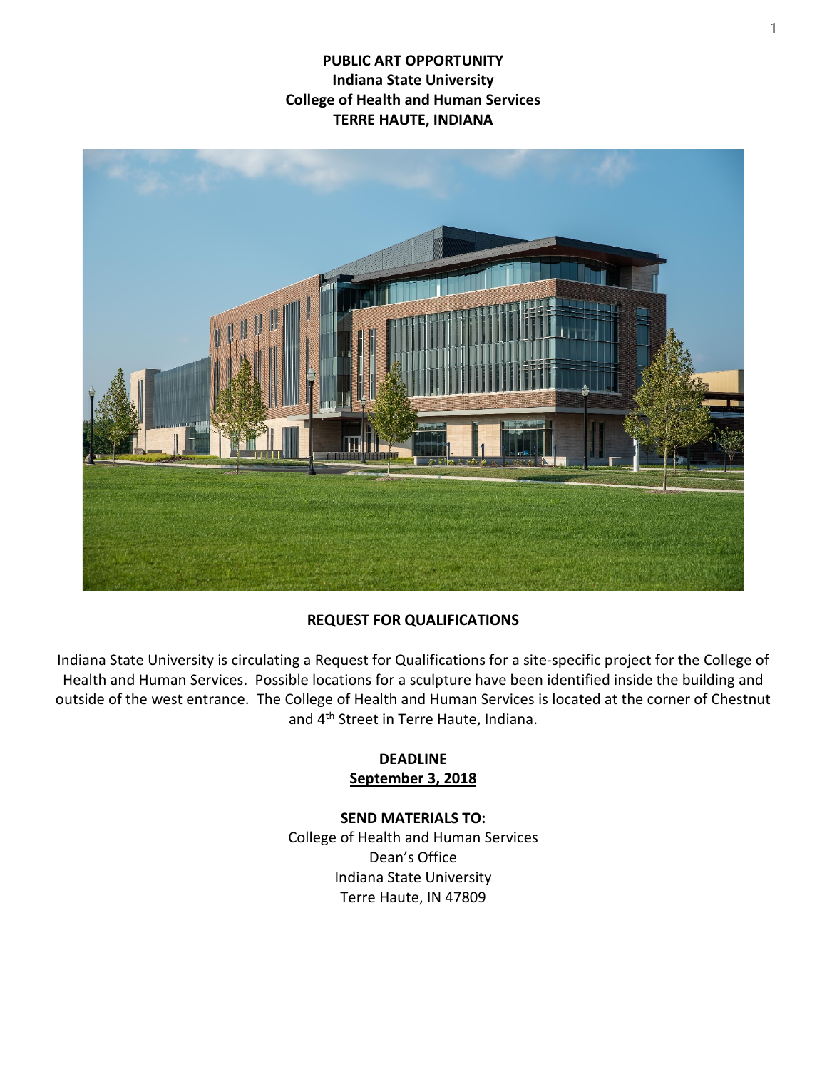**PUBLIC ART OPPORTUNITY**
**Indiana State University**
**College of Health and Human Services**
**TERRE HAUTE, INDIANA**

**REQUEST FOR QUALIFICATIONS**

Indiana State University is circulating a Request for Qualifications for a site-specific project for the College of Health and Human Services. Possible locations for a sculpture have been identified inside the building and outside of the west entrance. The College of Health and Human Services is located at the corner of Chestnut and 4th Street in Terre Haute, Indiana.

**DEADLINE**
**September 3, 2018**

**SEND MATERIALS TO:**
College of Health and Human Services
Dean's Office
Indiana State University
Terre Haute, IN 47809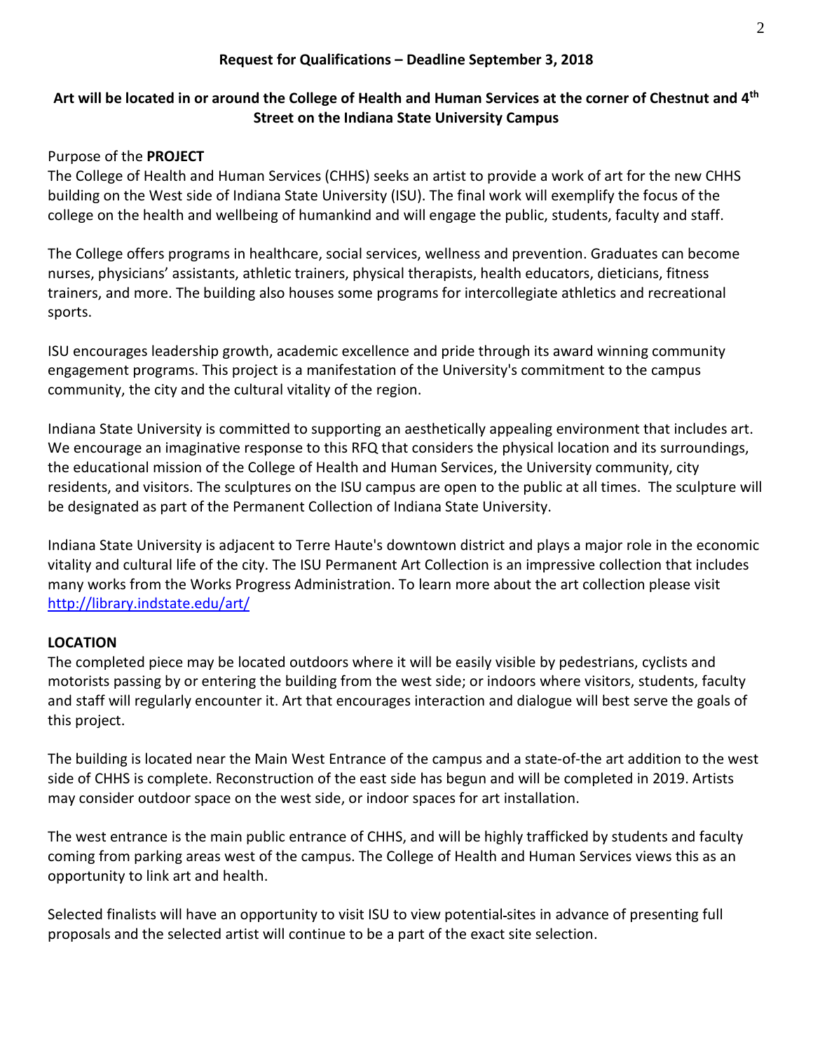**Request for Qualifications – Deadline September 3, 2018**

**Art will be located in or around the College of Health and Human Services at the corner of Chestnut and 4th Street on the Indiana State University Campus**

Purpose of the **PROJECT**

The College of Health and Human Services (CHHS) seeks an artist to provide a work of art for the new CHHS building on the West side of Indiana State University (ISU). The final work will exemplify the focus of the college on the health and wellbeing of humankind and will engage the public, students, faculty and staff.

The College offers programs in healthcare, social services, wellness and prevention. Graduates can become nurses, physicians' assistants, athletic trainers, physical therapists, health educators, dieticians, fitness trainers, and more. The building also houses some programs for intercollegiate athletics and recreational sports.

ISU encourages leadership growth, academic excellence and pride through its award winning community engagement programs. This project is a manifestation of the University's commitment to the campus community, the city and the cultural vitality of the region.

Indiana State University is committed to supporting an aesthetically appealing environment that includes art. We encourage an imaginative response to this RFQ that considers the physical location and its surroundings, the educational mission of the College of Health and Human Services, the University community, city residents, and visitors. The sculptures on the ISU campus are open to the public at all times. The sculpture will be designated as part of the Permanent Collection of Indiana State University.

Indiana State University is adjacent to Terre Haute's downtown district and plays a major role in the economic vitality and cultural life of the city. The ISU Permanent Art Collection is an impressive collection that includes many works from the Works Progress Administration. To learn more about the art collection please visit [http://library.indstate.edu/art/](http://library.indstate.edu/art/)

**LOCATION**

The completed piece may be located outdoors where it will be easily visible by pedestrians, cyclists and motorists passing by or entering the building from the west side; or indoors where visitors, students, faculty and staff will regularly encounter it. Art that encourages interaction and dialogue will best serve the goals of this project.

The building is located near the Main West Entrance of the campus and a state-of-the art addition to the west side of CHHS is complete. Reconstruction of the east side has begun and will be completed in 2019. Artists may consider outdoor space on the west side, or indoor spaces for art installation.

The west entrance is the main public entrance of CHHS, and will be highly trafficked by students and faculty coming from parking areas west of the campus. The College of Health and Human Services views this as an opportunity to link art and health.

Selected finalists will have an opportunity to visit ISU to view potential sites in advance of presenting full proposals and the selected artist will continue to be a part of the exact site selection.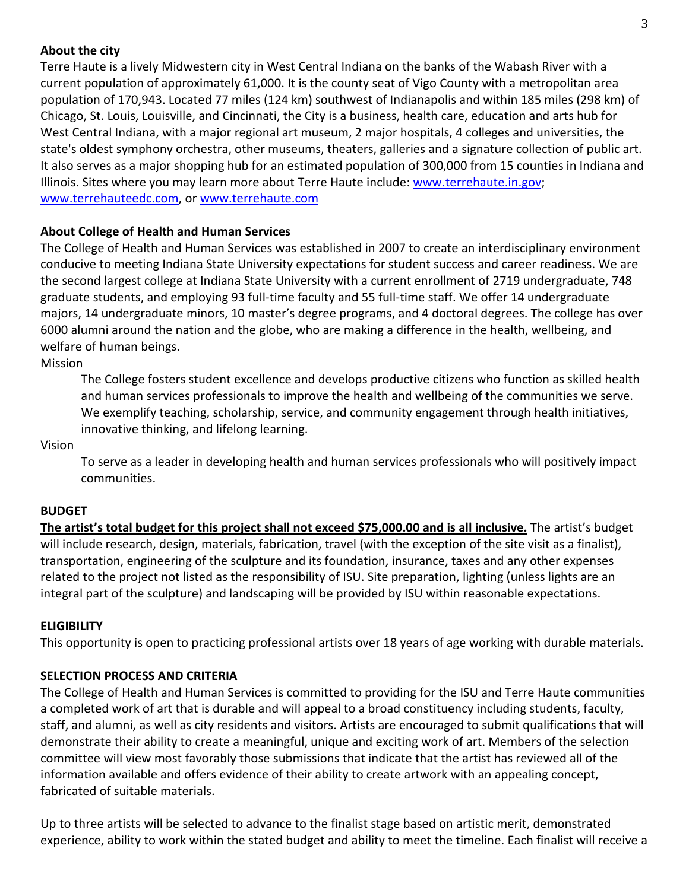**About the city**

Terre Haute is a lively Midwestern city in West Central Indiana on the banks of the Wabash River with a current population of approximately 61,000. It is the county seat of Vigo County with a metropolitan area population of 170,943. Located 77 miles (124 km) southwest of Indianapolis and within 185 miles (298 km) of Chicago, St. Louis, Louisville, and Cincinnati, the City is a business, health care, education and arts hub for West Central Indiana, with a major regional art museum, 2 major hospitals, 4 colleges and universities, the state's oldest symphony orchestra, other museums, theaters, galleries and a signature collection of public art. It also serves as a major shopping hub for an estimated population of 300,000 from 15 counties in Indiana and Illinois. Sites where you may learn more about Terre Haute include: [www.terrehaute.in.gov](http://www.terrehaute.in.gov); [www.terrehauteedc.com](http://www.terrehauteedc.com), or [www.terrehaute.com](http://www.terrehaute.com)

**About College of Health and Human Services**

The College of Health and Human Services was established in 2007 to create an interdisciplinary environment conducive to meeting Indiana State University expectations for student success and career readiness. We are the second largest college at Indiana State University with a current enrollment of 2719 undergraduate, 748 graduate students, and employing 93 full-time faculty and 55 full-time staff. We offer 14 undergraduate majors, 14 undergraduate minors, 10 master's degree programs, and 4 doctoral degrees. The college has over 6000 alumni around the nation and the globe, who are making a difference in the health, wellbeing, and welfare of human beings.

Mission

> The College fosters student excellence and develops productive citizens who function as skilled health and human services professionals to improve the health and wellbeing of the communities we serve. We exemplify teaching, scholarship, service, and community engagement through health initiatives, innovative thinking, and lifelong learning.

Vision

> To serve as a leader in developing health and human services professionals who will positively impact communities.

**BUDGET**

**<u>The artist's total budget for this project shall not exceed $75,000.00 and is all inclusive.</u>** The artist's budget will include research, design, materials, fabrication, travel (with the exception of the site visit as a finalist), transportation, engineering of the sculpture and its foundation, insurance, taxes and any other expenses related to the project not listed as the responsibility of ISU. Site preparation, lighting (unless lights are an integral part of the sculpture) and landscaping will be provided by ISU within reasonable expectations.

**ELIGIBILITY**

This opportunity is open to practicing professional artists over 18 years of age working with durable materials.

**SELECTION PROCESS AND CRITERIA**

The College of Health and Human Services is committed to providing for the ISU and Terre Haute communities a completed work of art that is durable and will appeal to a broad constituency including students, faculty, staff, and alumni, as well as city residents and visitors. Artists are encouraged to submit qualifications that will demonstrate their ability to create a meaningful, unique and exciting work of art. Members of the selection committee will view most favorably those submissions that indicate that the artist has reviewed all of the information available and offers evidence of their ability to create artwork with an appealing concept, fabricated of suitable materials.

Up to three artists will be selected to advance to the finalist stage based on artistic merit, demonstrated experience, ability to work within the stated budget and ability to meet the timeline. Each finalist will receive a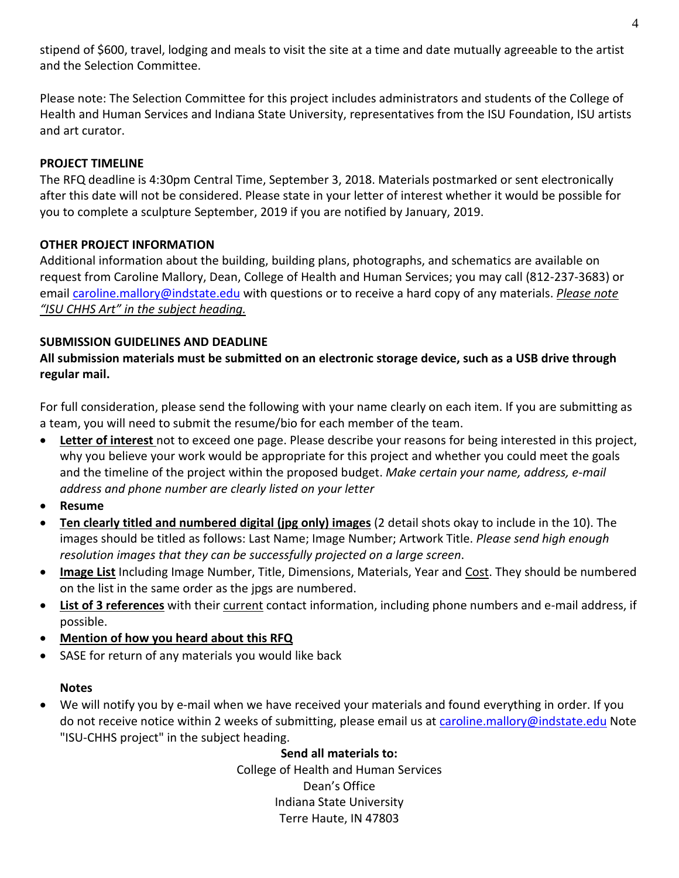stipend of $600, travel, lodging and meals to visit the site at a time and date mutually agreeable to the artist and the Selection Committee.

Please note: The Selection Committee for this project includes administrators and students of the College of Health and Human Services and Indiana State University, representatives from the ISU Foundation, ISU artists and art curator.

**PROJECT TIMELINE**

The RFQ deadline is 4:30pm Central Time, September 3, 2018. Materials postmarked or sent electronically after this date will not be considered. Please state in your letter of interest whether it would be possible for you to complete a sculpture September, 2019 if you are notified by January, 2019.

**OTHER PROJECT INFORMATION**

Additional information about the building, building plans, photographs, and schematics are available on request from Caroline Mallory, Dean, College of Health and Human Services; you may call (812-237-3683) or email caroline.mallory@indstate.edu with questions or to receive a hard copy of any materials. *Please note "ISU CHHS Art" in the subject heading.*

**SUBMISSION GUIDELINES AND DEADLINE**

**All submission materials must be submitted on an electronic storage device, such as a USB drive through regular mail.**

For full consideration, please send the following with your name clearly on each item. If you are submitting as a team, you will need to submit the resume/bio for each member of the team.

- **Letter of interest** not to exceed one page. Please describe your reasons for being interested in this project, why you believe your work would be appropriate for this project and whether you could meet the goals and the timeline of the project within the proposed budget. *Make certain your name, address, e-mail address and phone number are clearly listed on your letter*
- **Resume**
- **Ten clearly titled and numbered digital (jpg only) images** (2 detail shots okay to include in the 10). The images should be titled as follows: Last Name; Image Number; Artwork Title. *Please send high enough resolution images that they can be successfully projected on a large screen*.
- **Image List** Including Image Number, Title, Dimensions, Materials, Year and Cost. They should be numbered on the list in the same order as the jpgs are numbered.
- **List of 3 references** with their current contact information, including phone numbers and e-mail address, if possible.
- **Mention of how you heard about this RFQ**
- SASE for return of any materials you would like back

**Notes**

- We will notify you by e-mail when we have received your materials and found everything in order. If you do not receive notice within 2 weeks of submitting, please email us at caroline.mallory@indstate.edu Note "ISU-CHHS project" in the subject heading.

**Send all materials to:**

College of Health and Human Services
Dean's Office
Indiana State University
Terre Haute, IN 47803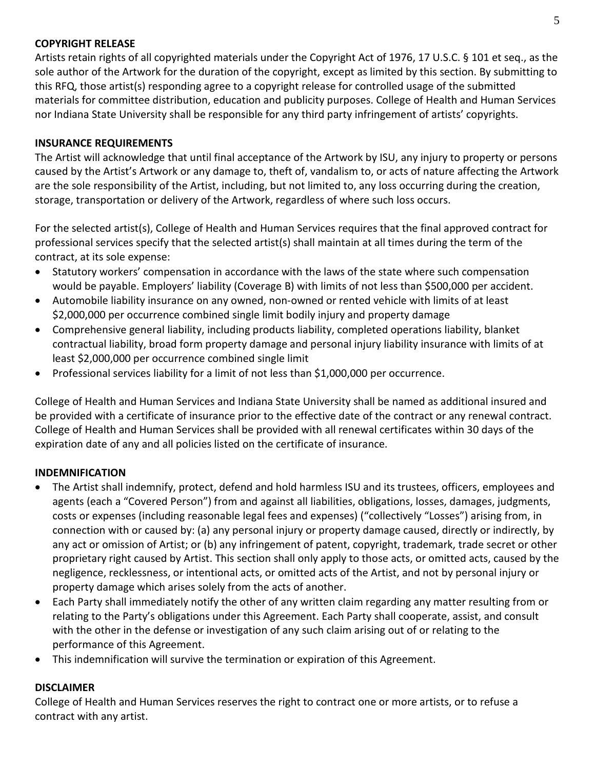**COPYRIGHT RELEASE**

Artists retain rights of all copyrighted materials under the Copyright Act of 1976, 17 U.S.C. § 101 et seq., as the sole author of the Artwork for the duration of the copyright, except as limited by this section. By submitting to this RFQ, those artist(s) responding agree to a copyright release for controlled usage of the submitted materials for committee distribution, education and publicity purposes. College of Health and Human Services nor Indiana State University shall be responsible for any third party infringement of artists' copyrights.

**INSURANCE REQUIREMENTS**

The Artist will acknowledge that until final acceptance of the Artwork by ISU, any injury to property or persons caused by the Artist's Artwork or any damage to, theft of, vandalism to, or acts of nature affecting the Artwork are the sole responsibility of the Artist, including, but not limited to, any loss occurring during the creation, storage, transportation or delivery of the Artwork, regardless of where such loss occurs.

For the selected artist(s), College of Health and Human Services requires that the final approved contract for professional services specify that the selected artist(s) shall maintain at all times during the term of the contract, at its sole expense:

- Statutory workers' compensation in accordance with the laws of the state where such compensation would be payable. Employers' liability (Coverage B) with limits of not less than $500,000 per accident.
- Automobile liability insurance on any owned, non-owned or rented vehicle with limits of at least $2,000,000 per occurrence combined single limit bodily injury and property damage
- Comprehensive general liability, including products liability, completed operations liability, blanket contractual liability, broad form property damage and personal injury liability insurance with limits of at least $2,000,000 per occurrence combined single limit
- Professional services liability for a limit of not less than $1,000,000 per occurrence.

College of Health and Human Services and Indiana State University shall be named as additional insured and be provided with a certificate of insurance prior to the effective date of the contract or any renewal contract. College of Health and Human Services shall be provided with all renewal certificates within 30 days of the expiration date of any and all policies listed on the certificate of insurance.

**INDEMNIFICATION**

- The Artist shall indemnify, protect, defend and hold harmless ISU and its trustees, officers, employees and agents (each a "Covered Person") from and against all liabilities, obligations, losses, damages, judgments, costs or expenses (including reasonable legal fees and expenses) ("collectively "Losses") arising from, in connection with or caused by: (a) any personal injury or property damage caused, directly or indirectly, by any act or omission of Artist; or (b) any infringement of patent, copyright, trademark, trade secret or other proprietary right caused by Artist. This section shall only apply to those acts, or omitted acts, caused by the negligence, recklessness, or intentional acts, or omitted acts of the Artist, and not by personal injury or property damage which arises solely from the acts of another.
- Each Party shall immediately notify the other of any written claim regarding any matter resulting from or relating to the Party's obligations under this Agreement. Each Party shall cooperate, assist, and consult with the other in the defense or investigation of any such claim arising out of or relating to the performance of this Agreement.
- This indemnification will survive the termination or expiration of this Agreement.

**DISCLAIMER**

College of Health and Human Services reserves the right to contract one or more artists, or to refuse a contract with any artist.